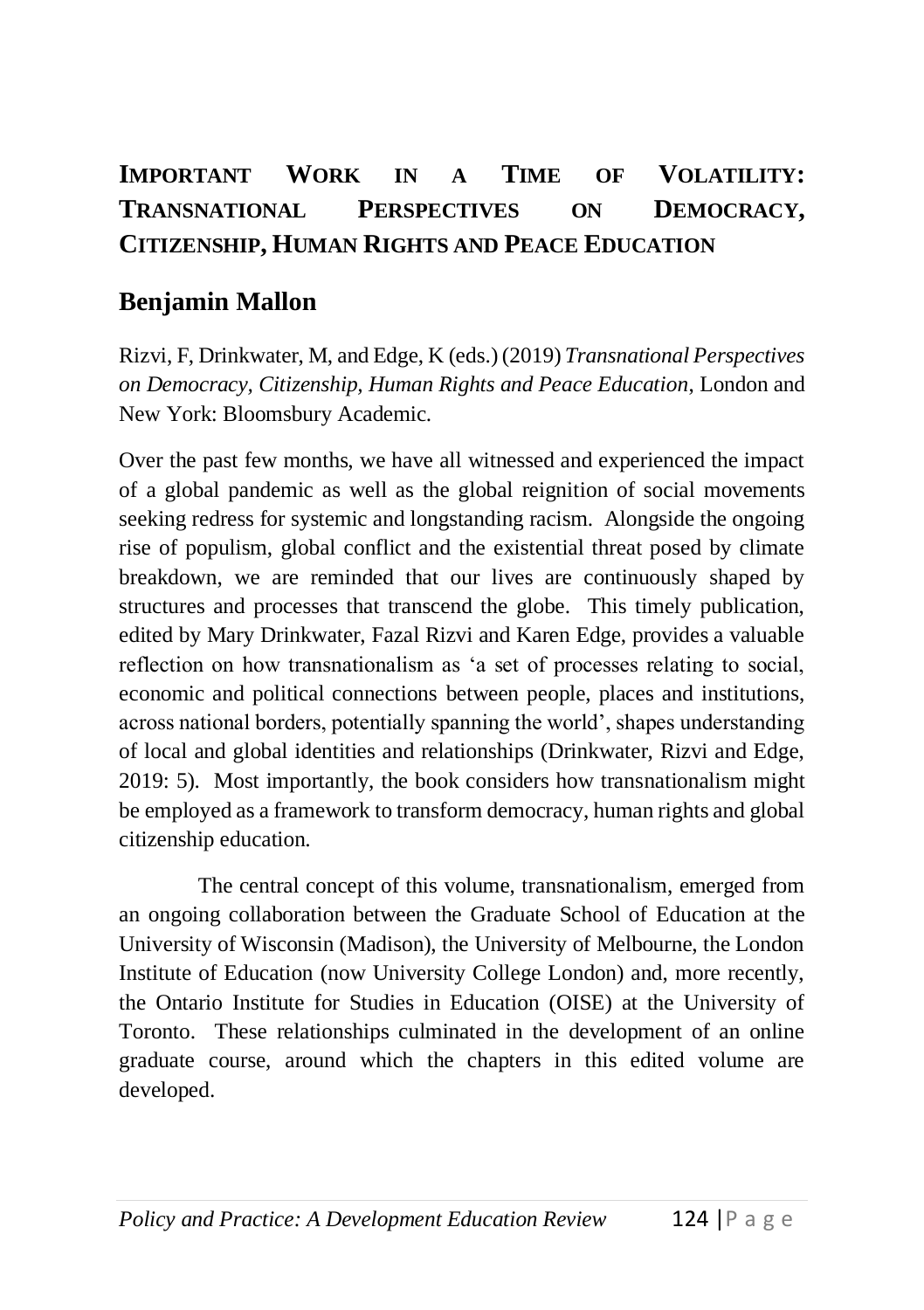# IMPORTANT WORK IN A TIME OF VOLATILITY: TRANSNATIONAL PERSPECTIVES ON DEMOCRACY, CITIZENSHIP, HUMAN RIGHTS AND PEACE EDUCATION

## Benjamin Mallon

Rizvi, F, Drinkwater, M, and Edge, K (eds.) (2019) *Transnational Perspectives on Democracy, Citizenship, Human Rights and Peace Education*, London and New York: Bloomsbury Academic.

Over the past few months, we have all witnessed and experienced the impact of a global pandemic as well as the global reignition of social movements seeking redress for systemic and longstanding racism. Alongside the ongoing rise of populism, global conflict and the existential threat posed by climate breakdown, we are reminded that our lives are continuously shaped by structures and processes that transcend the globe. This timely publication, edited by Mary Drinkwater, Fazal Rizvi and Karen Edge, provides a valuable reflection on how transnationalism as 'a set of processes relating to social, economic and political connections between people, places and institutions, across national borders, potentially spanning the world', shapes understanding of local and global identities and relationships (Drinkwater, Rizvi and Edge, 2019: 5). Most importantly, the book considers how transnationalism might be employed as a framework to transform democracy, human rights and global citizenship education.

The central concept of this volume, transnationalism, emerged from an ongoing collaboration between the Graduate School of Education at the University of Wisconsin (Madison), the University of Melbourne, the London Institute of Education (now University College London) and, more recently, the Ontario Institute for Studies in Education (OISE) at the University of Toronto. These relationships culminated in the development of an online graduate course, around which the chapters in this edited volume are developed.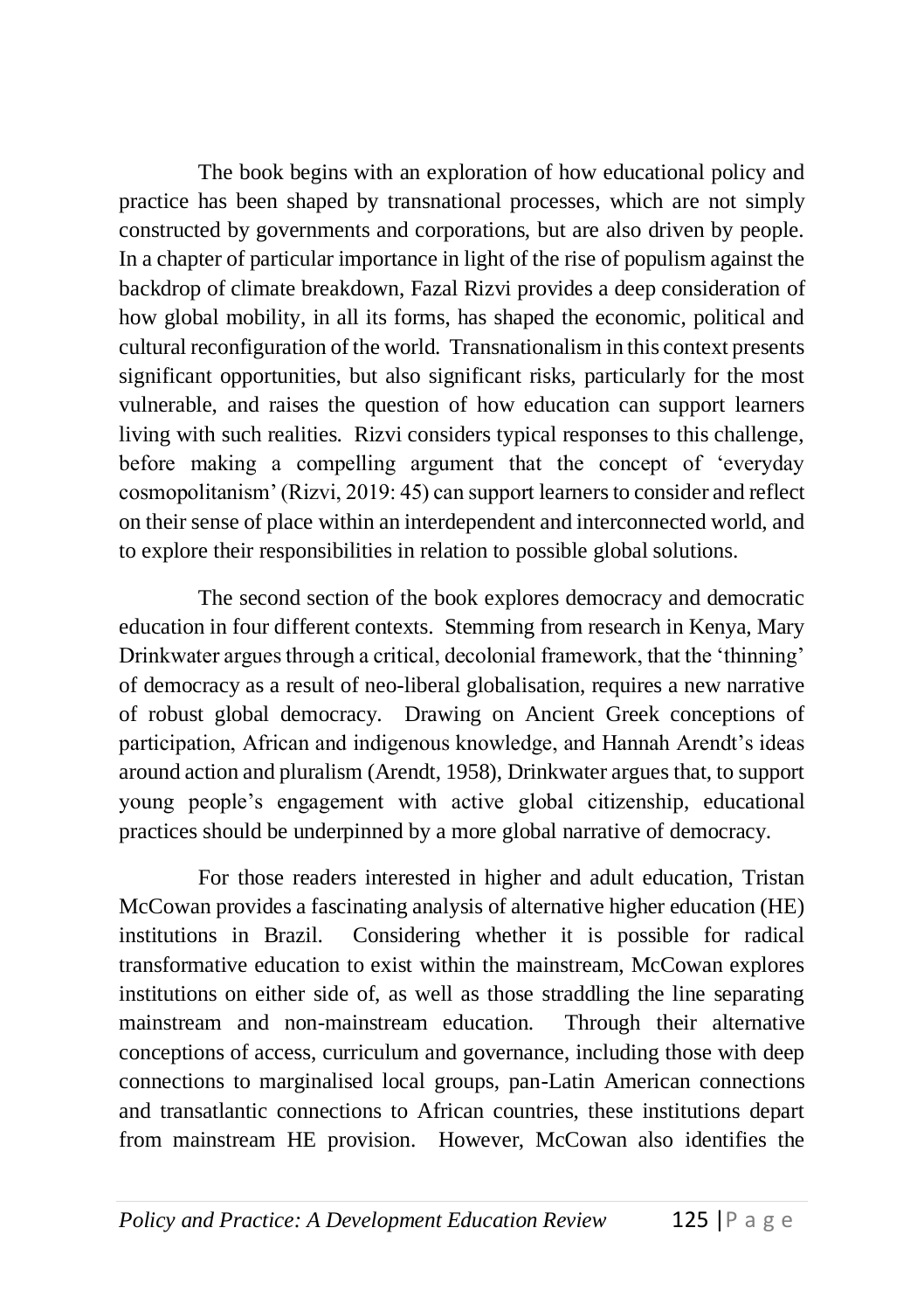The book begins with an exploration of how educational policy and practice has been shaped by transnational processes, which are not simply constructed by governments and corporations, but are also driven by people. In a chapter of particular importance in light of the rise of populism against the backdrop of climate breakdown, Fazal Rizvi provides a deep consideration of how global mobility, in all its forms, has shaped the economic, political and cultural reconfiguration of the world. Transnationalism in this context presents significant opportunities, but also significant risks, particularly for the most vulnerable, and raises the question of how education can support learners living with such realities. Rizvi considers typical responses to this challenge, before making a compelling argument that the concept of 'everyday cosmopolitanism' (Rizvi, 2019: 45) can support learners to consider and reflect on their sense of place within an interdependent and interconnected world, and to explore their responsibilities in relation to possible global solutions.

The second section of the book explores democracy and democratic education in four different contexts. Stemming from research in Kenya, Mary Drinkwater argues through a critical, decolonial framework, that the 'thinning' of democracy as a result of neo-liberal globalisation, requires a new narrative of robust global democracy. Drawing on Ancient Greek conceptions of participation, African and indigenous knowledge, and Hannah Arendt's ideas around action and pluralism (Arendt, 1958), Drinkwater argues that, to support young people's engagement with active global citizenship, educational practices should be underpinned by a more global narrative of democracy.

For those readers interested in higher and adult education, Tristan McCowan provides a fascinating analysis of alternative higher education (HE) institutions in Brazil. Considering whether it is possible for radical transformative education to exist within the mainstream, McCowan explores institutions on either side of, as well as those straddling the line separating mainstream and non-mainstream education. Through their alternative conceptions of access, curriculum and governance, including those with deep connections to marginalised local groups, pan-Latin American connections and transatlantic connections to African countries, these institutions depart from mainstream HE provision. However, McCowan also identifies the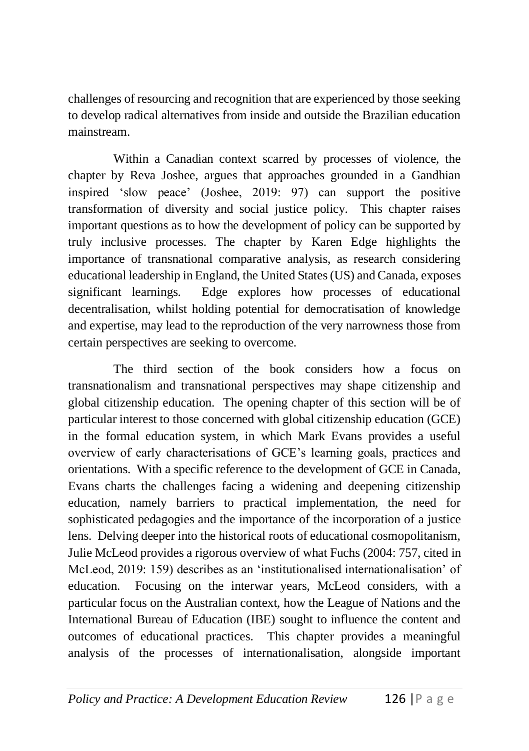challenges of resourcing and recognition that are experienced by those seeking to develop radical alternatives from inside and outside the Brazilian education mainstream.

Within a Canadian context scarred by processes of violence, the chapter by Reva Joshee, argues that approaches grounded in a Gandhian inspired 'slow peace' (Joshee, 2019: 97) can support the positive transformation of diversity and social justice policy. This chapter raises important questions as to how the development of policy can be supported by truly inclusive processes. The chapter by Karen Edge highlights the importance of transnational comparative analysis, as research considering educational leadership in England, the United States (US) and Canada, exposes significant learnings. Edge explores how processes of educational decentralisation, whilst holding potential for democratisation of knowledge and expertise, may lead to the reproduction of the very narrowness those from certain perspectives are seeking to overcome.

The third section of the book considers how a focus on transnationalism and transnational perspectives may shape citizenship and global citizenship education. The opening chapter of this section will be of particular interest to those concerned with global citizenship education (GCE) in the formal education system, in which Mark Evans provides a useful overview of early characterisations of GCE's learning goals, practices and orientations. With a specific reference to the development of GCE in Canada, Evans charts the challenges facing a widening and deepening citizenship education, namely barriers to practical implementation, the need for sophisticated pedagogies and the importance of the incorporation of a justice lens. Delving deeper into the historical roots of educational cosmopolitanism, Julie McLeod provides a rigorous overview of what Fuchs (2004: 757, cited in McLeod, 2019: 159) describes as an 'institutionalised internationalisation' of education. Focusing on the interwar years, McLeod considers, with a particular focus on the Australian context, how the League of Nations and the International Bureau of Education (IBE) sought to influence the content and outcomes of educational practices. This chapter provides a meaningful analysis of the processes of internationalisation, alongside important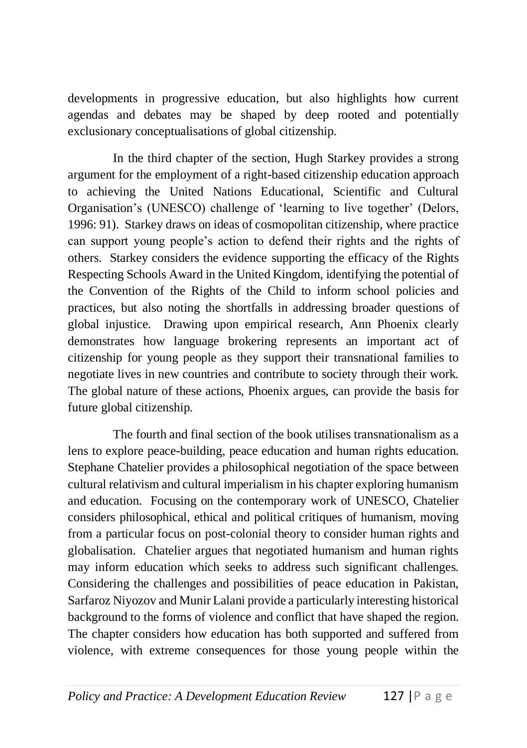developments in progressive education, but also highlights how current agendas and debates may be shaped by deep rooted and potentially exclusionary conceptualisations of global citizenship.

In the third chapter of the section, Hugh Starkey provides a strong argument for the employment of a right-based citizenship education approach to achieving the United Nations Educational, Scientific and Cultural Organisation's (UNESCO) challenge of 'learning to live together' (Delors, 1996: 91). Starkey draws on ideas of cosmopolitan citizenship, where practice can support young people's action to defend their rights and the rights of others. Starkey considers the evidence supporting the efficacy of the Rights Respecting Schools Award in the United Kingdom, identifying the potential of the Convention of the Rights of the Child to inform school policies and practices, but also noting the shortfalls in addressing broader questions of global injustice. Drawing upon empirical research, Ann Phoenix clearly demonstrates how language brokering represents an important act of citizenship for young people as they support their transnational families to negotiate lives in new countries and contribute to society through their work. The global nature of these actions, Phoenix argues, can provide the basis for future global citizenship.

The fourth and final section of the book utilises transnationalism as a lens to explore peace-building, peace education and human rights education. Stephane Chatelier provides a philosophical negotiation of the space between cultural relativism and cultural imperialism in his chapter exploring humanism and education. Focusing on the contemporary work of UNESCO, Chatelier considers philosophical, ethical and political critiques of humanism, moving from a particular focus on post-colonial theory to consider human rights and globalisation. Chatelier argues that negotiated humanism and human rights may inform education which seeks to address such significant challenges. Considering the challenges and possibilities of peace education in Pakistan, Sarfaroz Niyozov and Munir Lalani provide a particularly interesting historical background to the forms of violence and conflict that have shaped the region. The chapter considers how education has both supported and suffered from violence, with extreme consequences for those young people within the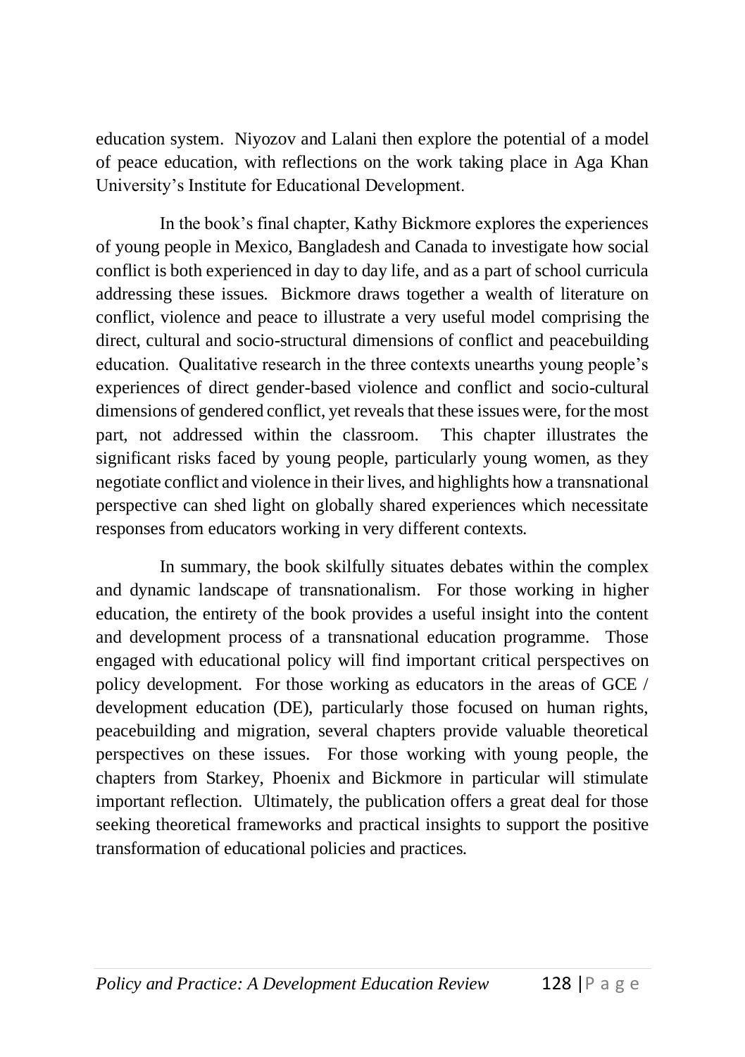education system. Niyozov and Lalani then explore the potential of a model of peace education, with reflections on the work taking place in Aga Khan University's Institute for Educational Development.

In the book's final chapter, Kathy Bickmore explores the experiences of young people in Mexico, Bangladesh and Canada to investigate how social conflict is both experienced in day to day life, and as a part of school curricula addressing these issues. Bickmore draws together a wealth of literature on conflict, violence and peace to illustrate a very useful model comprising the direct, cultural and socio-structural dimensions of conflict and peacebuilding education. Qualitative research in the three contexts unearths young people's experiences of direct gender-based violence and conflict and socio-cultural dimensions of gendered conflict, yet reveals that these issues were, for the most part, not addressed within the classroom. This chapter illustrates the significant risks faced by young people, particularly young women, as they negotiate conflict and violence in their lives, and highlights how a transnational perspective can shed light on globally shared experiences which necessitate responses from educators working in very different contexts.

In summary, the book skilfully situates debates within the complex and dynamic landscape of transnationalism. For those working in higher education, the entirety of the book provides a useful insight into the content and development process of a transnational education programme. Those engaged with educational policy will find important critical perspectives on policy development. For those working as educators in the areas of GCE / development education (DE), particularly those focused on human rights, peacebuilding and migration, several chapters provide valuable theoretical perspectives on these issues. For those working with young people, the chapters from Starkey, Phoenix and Bickmore in particular will stimulate important reflection. Ultimately, the publication offers a great deal for those seeking theoretical frameworks and practical insights to support the positive transformation of educational policies and practices.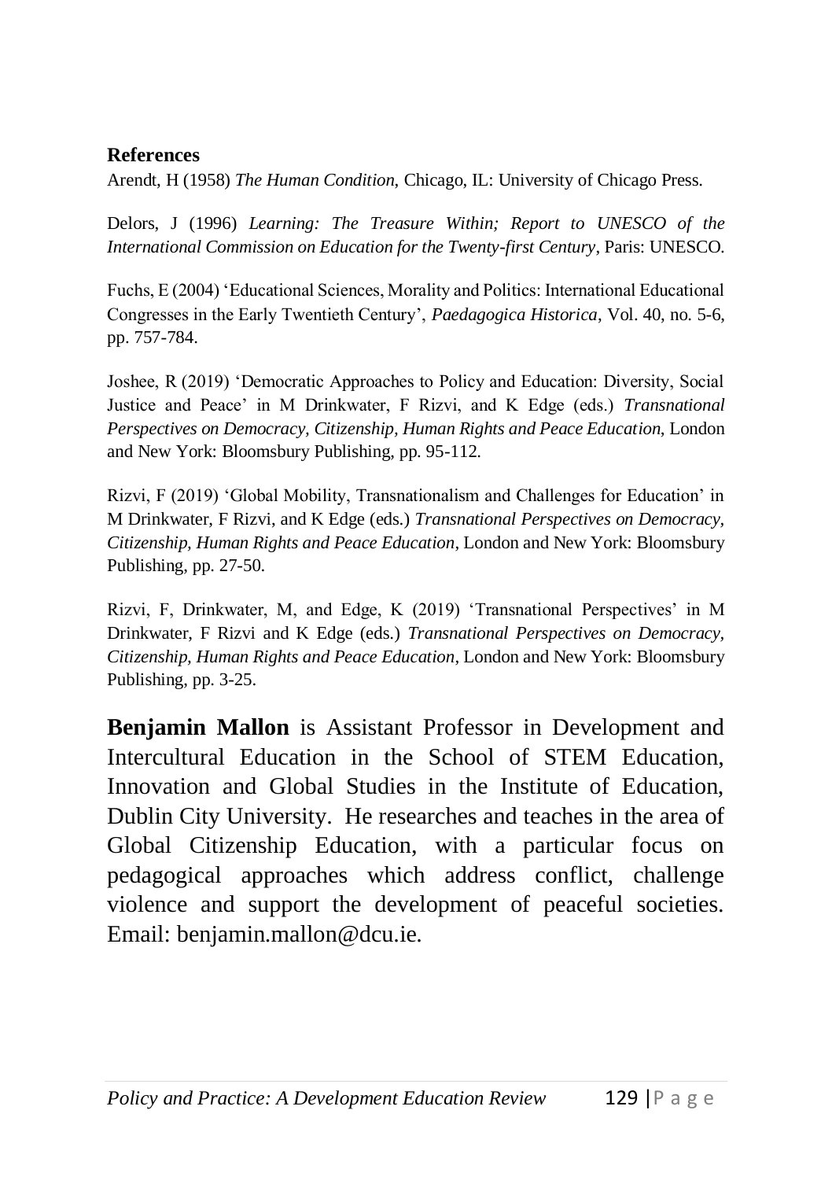**References**

Arendt, H (1958) *The Human Condition*, Chicago, IL: University of Chicago Press.

Delors, J (1996) *Learning: The Treasure Within; Report to UNESCO of the International Commission on Education for the Twenty-first Century*, Paris: UNESCO.

Fuchs, E (2004) 'Educational Sciences, Morality and Politics: International Educational Congresses in the Early Twentieth Century', *Paedagogica Historica*, Vol. 40, no. 5-6, pp. 757-784.

Joshee, R (2019) 'Democratic Approaches to Policy and Education: Diversity, Social Justice and Peace' in M Drinkwater, F Rizvi, and K Edge (eds.) *Transnational Perspectives on Democracy, Citizenship, Human Rights and Peace Education*, London and New York: Bloomsbury Publishing, pp. 95-112.

Rizvi, F (2019) 'Global Mobility, Transnationalism and Challenges for Education' in M Drinkwater, F Rizvi, and K Edge (eds.) *Transnational Perspectives on Democracy, Citizenship, Human Rights and Peace Education*, London and New York: Bloomsbury Publishing, pp. 27-50.

Rizvi, F, Drinkwater, M, and Edge, K (2019) 'Transnational Perspectives' in M Drinkwater, F Rizvi and K Edge (eds.) *Transnational Perspectives on Democracy, Citizenship, Human Rights and Peace Education*, London and New York: Bloomsbury Publishing, pp. 3-25.

**Benjamin Mallon** is Assistant Professor in Development and Intercultural Education in the School of STEM Education, Innovation and Global Studies in the Institute of Education, Dublin City University. He researches and teaches in the area of Global Citizenship Education, with a particular focus on pedagogical approaches which address conflict, challenge violence and support the development of peaceful societies. Email: benjamin.mallon@dcu.ie.